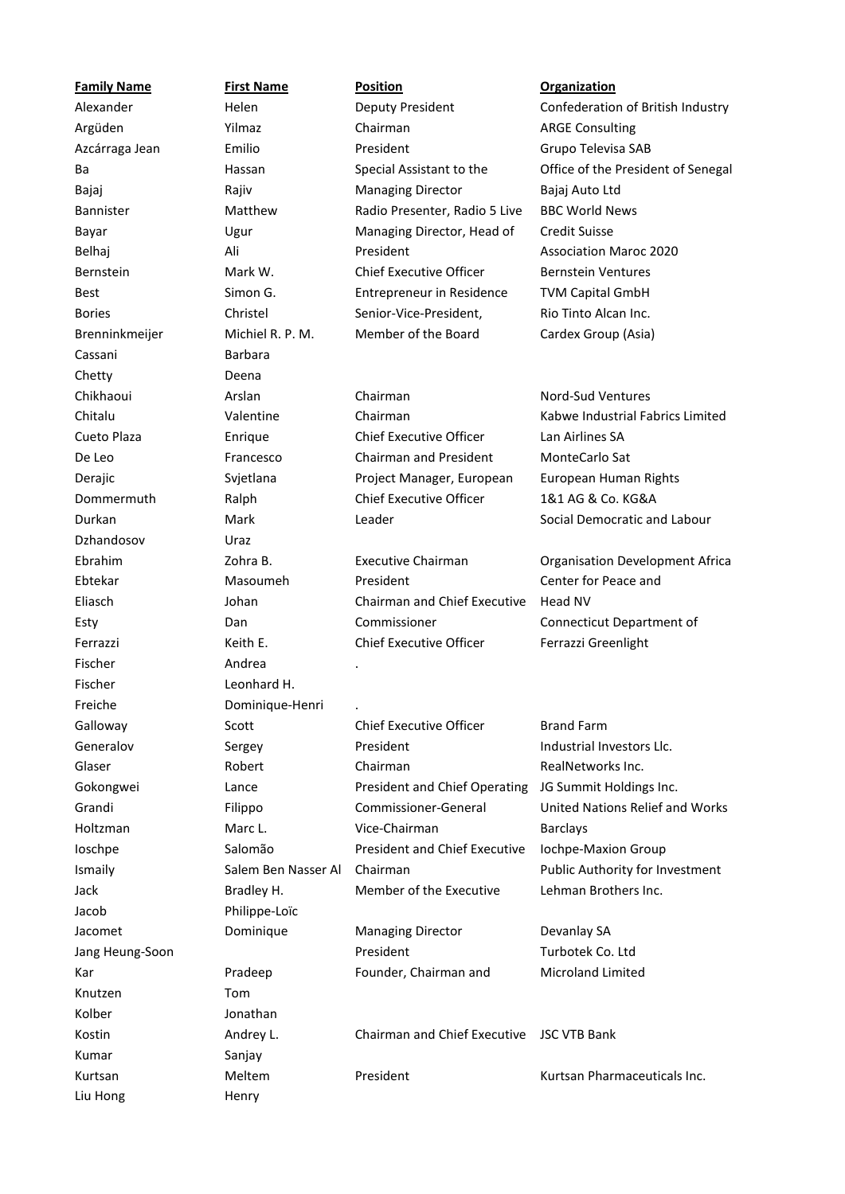| Family Name | First Name | Position | Organization |
|---|---|---|---|
| Alexander | Helen | Deputy President | Confederation of British Industry |
| Argüden | Yilmaz | Chairman | ARGE Consulting |
| Azcárraga Jean | Emilio | President | Grupo Televisa SAB |
| Ba | Hassan | Special Assistant to the | Office of the President of Senegal |
| Bajaj | Rajiv | Managing Director | Bajaj Auto Ltd |
| Bannister | Matthew | Radio Presenter, Radio 5 Live | BBC World News |
| Bayar | Ugur | Managing Director, Head of | Credit Suisse |
| Belhaj | Ali | President | Association Maroc 2020 |
| Bernstein | Mark W. | Chief Executive Officer | Bernstein Ventures |
| Best | Simon G. | Entrepreneur in Residence | TVM Capital GmbH |
| Bories | Christel | Senior-Vice-President, | Rio Tinto Alcan Inc. |
| Brenninkmeijer | Michiel R. P. M. | Member of the Board | Cardex Group (Asia) |
| Cassani | Barbara | | |
| Chetty | Deena | | |
| Chikhaoui | Arslan | Chairman | Nord-Sud Ventures |
| Chitalu | Valentine | Chairman | Kabwe Industrial Fabrics Limited |
| Cueto Plaza | Enrique | Chief Executive Officer | Lan Airlines SA |
| De Leo | Francesco | Chairman and President | MonteCarlo Sat |
| Derajic | Svjetlana | Project Manager, European | European Human Rights |
| Dommermuth | Ralph | Chief Executive Officer | 1&1 AG & Co. KG&A |
| Durkan | Mark | Leader | Social Democratic and Labour |
| Dzhandosov | Uraz | | |
| Ebrahim | Zohra B. | Executive Chairman | Organisation Development Africa |
| Ebtekar | Masoumeh | President | Center for Peace and |
| Eliasch | Johan | Chairman and Chief Executive | Head NV |
| Esty | Dan | Commissioner | Connecticut Department of |
| Ferrazzi | Keith E. | Chief Executive Officer | Ferrazzi Greenlight |
| Fischer | Andrea | . | |
| Fischer | Leonhard H. | | |
| Freiche | Dominique-Henri | . | |
| Galloway | Scott | Chief Executive Officer | Brand Farm |
| Generalov | Sergey | President | Industrial Investors Llc. |
| Glaser | Robert | Chairman | RealNetworks Inc. |
| Gokongwei | Lance | President and Chief Operating | JG Summit Holdings Inc. |
| Grandi | Filippo | Commissioner-General | United Nations Relief and Works |
| Holtzman | Marc L. | Vice-Chairman | Barclays |
| Ioschpe | Salomão | President and Chief Executive | Iochpe-Maxion Group |
| Ismaily | Salem Ben Nasser Al | Chairman | Public Authority for Investment |
| Jack | Bradley H. | Member of the Executive | Lehman Brothers Inc. |
| Jacob | Philippe-Loïc | | |
| Jacomet | Dominique | Managing Director | Devanlay SA |
| Jang Heung-Soon | | President | Turbotek Co. Ltd |
| Kar | Pradeep | Founder, Chairman and | Microland Limited |
| Knutzen | Tom | | |
| Kolber | Jonathan | | |
| Kostin | Andrey L. | Chairman and Chief Executive | JSC VTB Bank |
| Kumar | Sanjay | | |
| Kurtsan | Meltem | President | Kurtsan Pharmaceuticals Inc. |
| Liu Hong | Henry | | |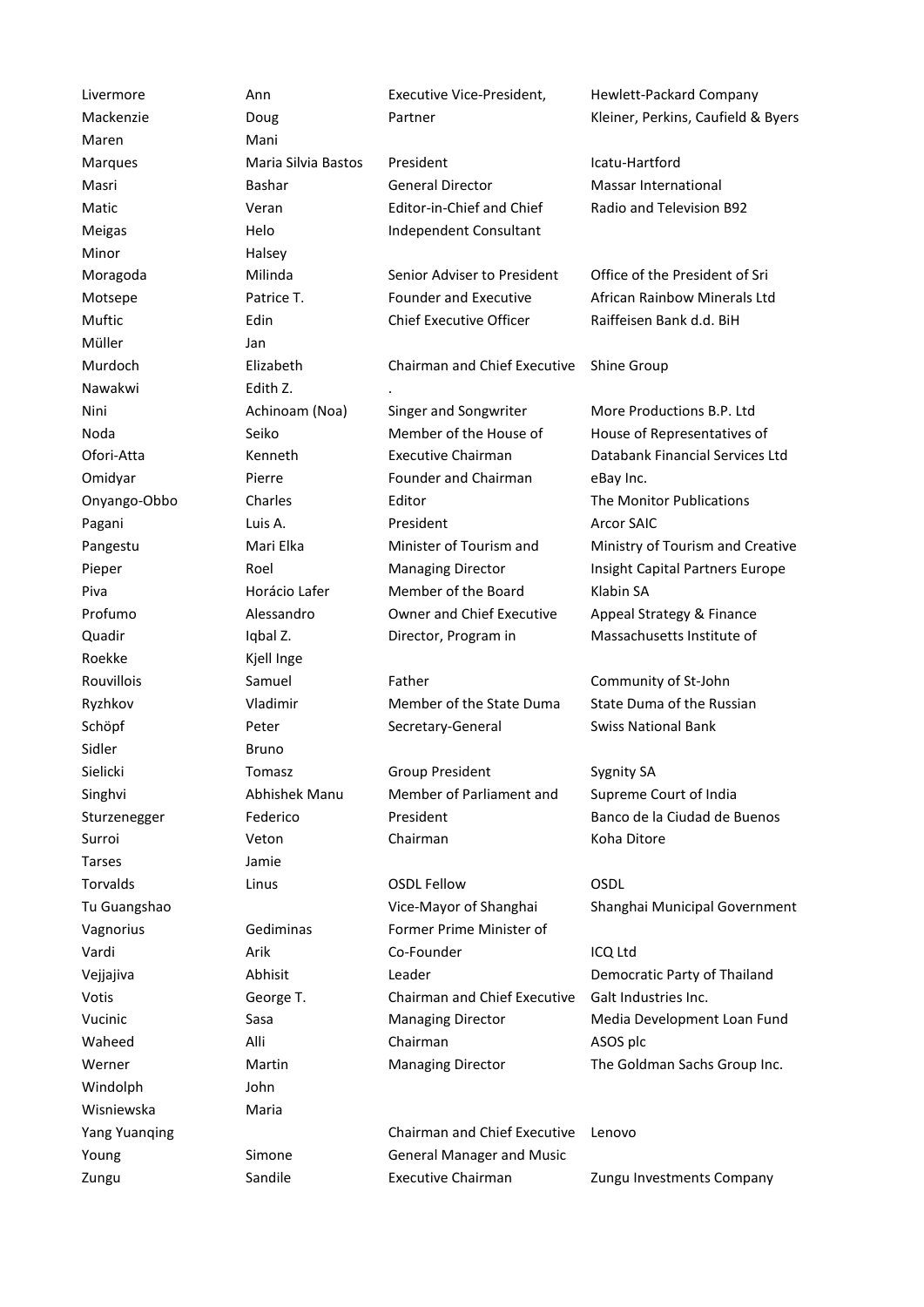| | | | |
|---|---|---|---|
| Livermore | Ann | Executive Vice-President, | Hewlett-Packard Company |
| Mackenzie | Doug | Partner | Kleiner, Perkins, Caufield & Byers |
| Maren | Mani | | |
| Marques | Maria Silvia Bastos | President | Icatu-Hartford |
| Masri | Bashar | General Director | Massar International |
| Matic | Veran | Editor-in-Chief and Chief | Radio and Television B92 |
| Meigas | Helo | Independent Consultant | |
| Minor | Halsey | | |
| Moragoda | Milinda | Senior Adviser to President | Office of the President of Sri |
| Motsepe | Patrice T. | Founder and Executive | African Rainbow Minerals Ltd |
| Muftic | Edin | Chief Executive Officer | Raiffeisen Bank d.d. BiH |
| Müller | Jan | | |
| Murdoch | Elizabeth | Chairman and Chief Executive | Shine Group |
| Nawakwi | Edith Z. | . | |
| Nini | Achinoam (Noa) | Singer and Songwriter | More Productions B.P. Ltd |
| Noda | Seiko | Member of the House of | House of Representatives of |
| Ofori-Atta | Kenneth | Executive Chairman | Databank Financial Services Ltd |
| Omidyar | Pierre | Founder and Chairman | eBay Inc. |
| Onyango-Obbo | Charles | Editor | The Monitor Publications |
| Pagani | Luis A. | President | Arcor SAIC |
| Pangestu | Mari Elka | Minister of Tourism and | Ministry of Tourism and Creative |
| Pieper | Roel | Managing Director | Insight Capital Partners Europe |
| Piva | Horácio Lafer | Member of the Board | Klabin SA |
| Profumo | Alessandro | Owner and Chief Executive | Appeal Strategy & Finance |
| Quadir | Iqbal Z. | Director, Program in | Massachusetts Institute of |
| Roekke | Kjell Inge | | |
| Rouvillois | Samuel | Father | Community of St-John |
| Ryzhkov | Vladimir | Member of the State Duma | State Duma of the Russian |
| Schöpf | Peter | Secretary-General | Swiss National Bank |
| Sidler | Bruno | | |
| Sielicki | Tomasz | Group President | Sygnity SA |
| Singhvi | Abhishek Manu | Member of Parliament and | Supreme Court of India |
| Sturzenegger | Federico | President | Banco de la Ciudad de Buenos |
| Surroi | Veton | Chairman | Koha Ditore |
| Tarses | Jamie | | |
| Torvalds | Linus | OSDL Fellow | OSDL |
| Tu Guangshao | | Vice-Mayor of Shanghai | Shanghai Municipal Government |
| Vagnorius | Gediminas | Former Prime Minister of | |
| Vardi | Arik | Co-Founder | ICQ Ltd |
| Vejjajiva | Abhisit | Leader | Democratic Party of Thailand |
| Votis | George T. | Chairman and Chief Executive | Galt Industries Inc. |
| Vucinic | Sasa | Managing Director | Media Development Loan Fund |
| Waheed | Alli | Chairman | ASOS plc |
| Werner | Martin | Managing Director | The Goldman Sachs Group Inc. |
| Windolph | John | | |
| Wisniewska | Maria | | |
| Yang Yuanqing | | Chairman and Chief Executive | Lenovo |
| Young | Simone | General Manager and Music | |
| Zungu | Sandile | Executive Chairman | Zungu Investments Company |